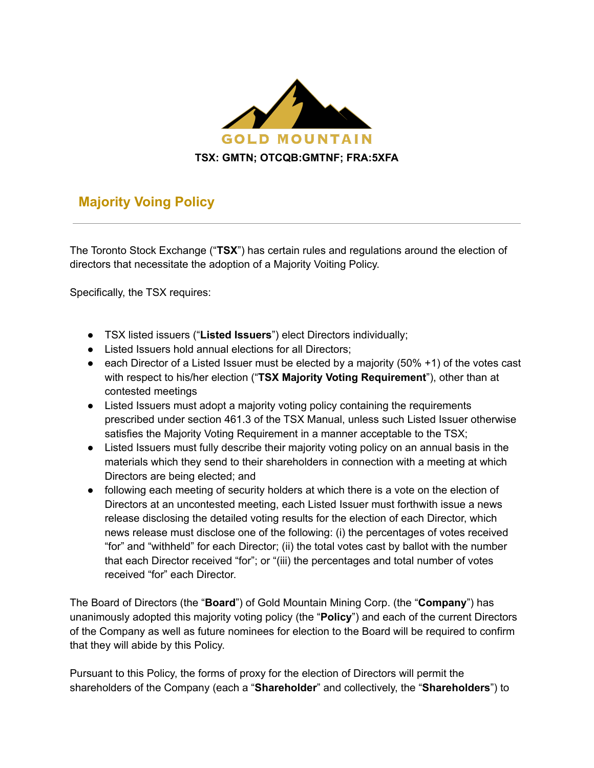GOLD MOUNTAIN

**TSX: GMTN; OTCQB:GMTNF; FRA:5XFA**

## Majority Voing Policy

---

The Toronto Stock Exchange ("**TSX**") has certain rules and regulations around the election of directors that necessitate the adoption of a Majority Voiting Policy.

Specifically, the TSX requires:

- TSX listed issuers ("**Listed Issuers**") elect Directors individually;
- Listed Issuers hold annual elections for all Directors;
- each Director of a Listed Issuer must be elected by a majority (50% +1) of the votes cast with respect to his/her election ("**TSX Majority Voting Requirement**"), other than at contested meetings
- Listed Issuers must adopt a majority voting policy containing the requirements prescribed under section 461.3 of the TSX Manual, unless such Listed Issuer otherwise satisfies the Majority Voting Requirement in a manner acceptable to the TSX;
- Listed Issuers must fully describe their majority voting policy on an annual basis in the materials which they send to their shareholders in connection with a meeting at which Directors are being elected; and
- following each meeting of security holders at which there is a vote on the election of Directors at an uncontested meeting, each Listed Issuer must forthwith issue a news release disclosing the detailed voting results for the election of each Director, which news release must disclose one of the following: (i) the percentages of votes received "for" and "withheld" for each Director; (ii) the total votes cast by ballot with the number that each Director received "for"; or "(iii) the percentages and total number of votes received "for" each Director.

The Board of Directors (the "**Board**") of Gold Mountain Mining Corp. (the "**Company**") has unanimously adopted this majority voting policy (the "**Policy**") and each of the current Directors of the Company as well as future nominees for election to the Board will be required to confirm that they will abide by this Policy.

Pursuant to this Policy, the forms of proxy for the election of Directors will permit the shareholders of the Company (each a "**Shareholder**" and collectively, the "**Shareholders**") to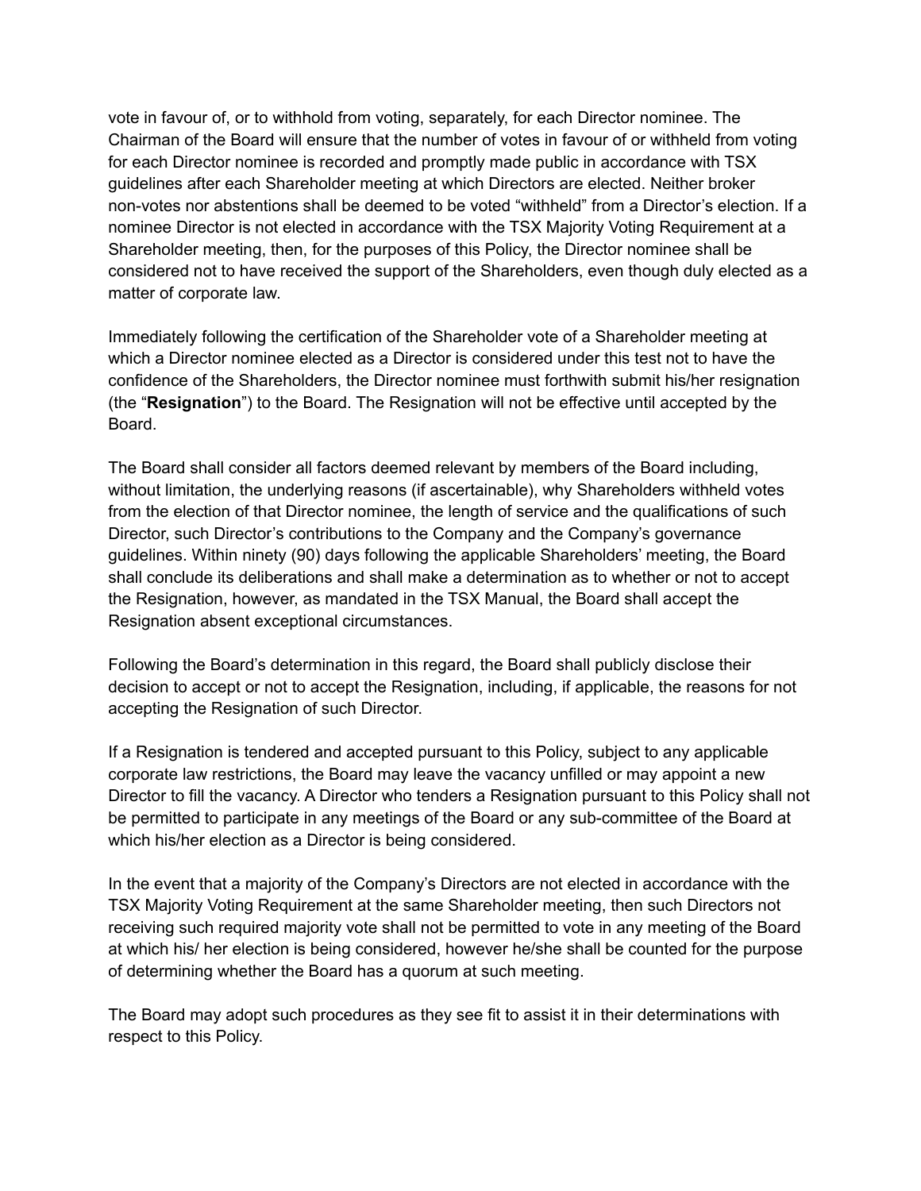vote in favour of, or to withhold from voting, separately, for each Director nominee. The Chairman of the Board will ensure that the number of votes in favour of or withheld from voting for each Director nominee is recorded and promptly made public in accordance with TSX guidelines after each Shareholder meeting at which Directors are elected. Neither broker non-votes nor abstentions shall be deemed to be voted "withheld" from a Director's election. If a nominee Director is not elected in accordance with the TSX Majority Voting Requirement at a Shareholder meeting, then, for the purposes of this Policy, the Director nominee shall be considered not to have received the support of the Shareholders, even though duly elected as a matter of corporate law.

Immediately following the certification of the Shareholder vote of a Shareholder meeting at which a Director nominee elected as a Director is considered under this test not to have the confidence of the Shareholders, the Director nominee must forthwith submit his/her resignation (the "**Resignation**") to the Board. The Resignation will not be effective until accepted by the Board.

The Board shall consider all factors deemed relevant by members of the Board including, without limitation, the underlying reasons (if ascertainable), why Shareholders withheld votes from the election of that Director nominee, the length of service and the qualifications of such Director, such Director's contributions to the Company and the Company's governance guidelines. Within ninety (90) days following the applicable Shareholders' meeting, the Board shall conclude its deliberations and shall make a determination as to whether or not to accept the Resignation, however, as mandated in the TSX Manual, the Board shall accept the Resignation absent exceptional circumstances.

Following the Board's determination in this regard, the Board shall publicly disclose their decision to accept or not to accept the Resignation, including, if applicable, the reasons for not accepting the Resignation of such Director.

If a Resignation is tendered and accepted pursuant to this Policy, subject to any applicable corporate law restrictions, the Board may leave the vacancy unfilled or may appoint a new Director to fill the vacancy. A Director who tenders a Resignation pursuant to this Policy shall not be permitted to participate in any meetings of the Board or any sub-committee of the Board at which his/her election as a Director is being considered.

In the event that a majority of the Company's Directors are not elected in accordance with the TSX Majority Voting Requirement at the same Shareholder meeting, then such Directors not receiving such required majority vote shall not be permitted to vote in any meeting of the Board at which his/ her election is being considered, however he/she shall be counted for the purpose of determining whether the Board has a quorum at such meeting.

The Board may adopt such procedures as they see fit to assist it in their determinations with respect to this Policy.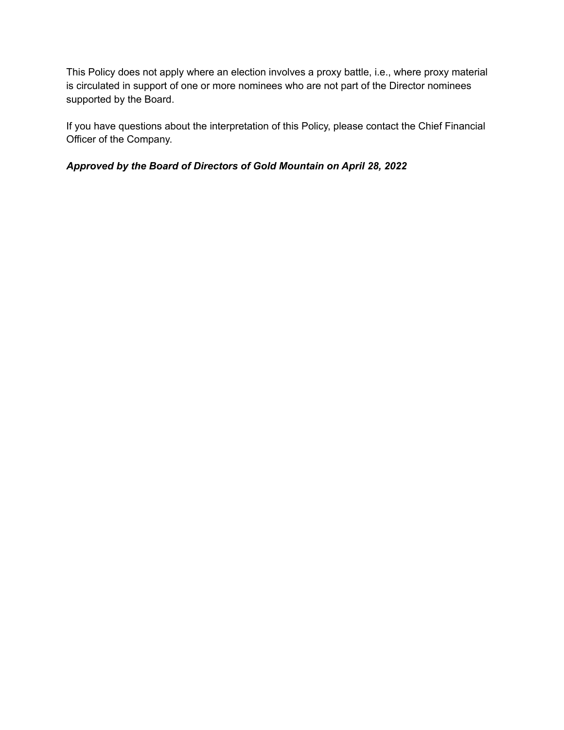This Policy does not apply where an election involves a proxy battle, i.e., where proxy material is circulated in support of one or more nominees who are not part of the Director nominees supported by the Board.

If you have questions about the interpretation of this Policy, please contact the Chief Financial Officer of the Company.

***Approved by the Board of Directors of Gold Mountain on April 28, 2022***